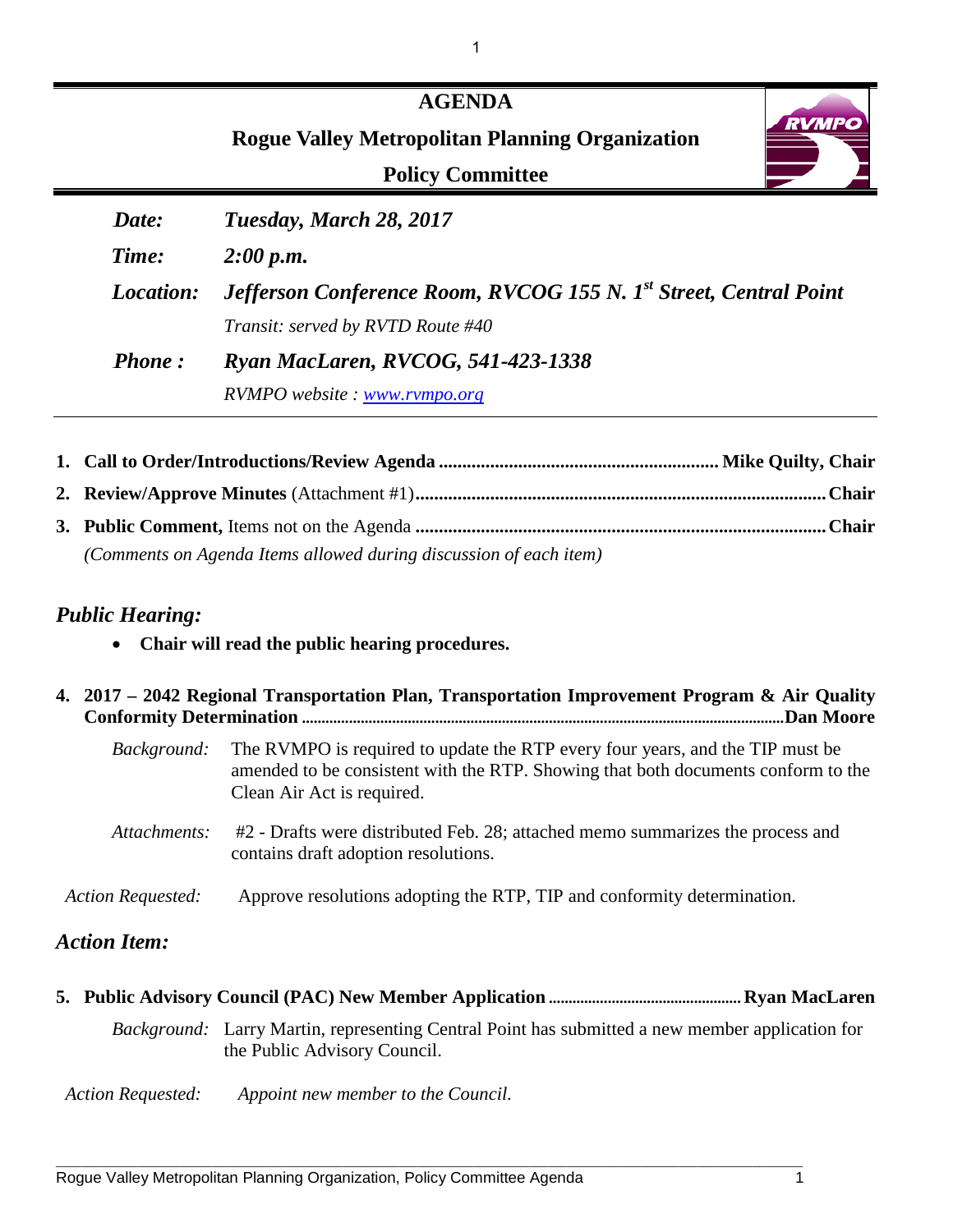# AGENDA

## Rogue Valley Metropolitan Planning Organization

## Policy Committee

| | |
|---|---|
| ***Date:*** | ***Tuesday, March 28, 2017*** |
| ***Time:*** | ***2:00 p.m.*** |
| ***Location:*** | ***Jefferson Conference Room, RVCOG 155 N. 1st Street, Central Point*** |
| | *Transit: served by RVTD Route #40* |
| ***Phone :*** | ***Ryan MacLaren, RVCOG, 541-423-1338*** |
| | *RVMPO website : www.rvmpo.org* |

1. **Call to Order/Introductions/Review Agenda ........................................................... Mike Quilty, Chair**
2. **Review/Approve Minutes** (Attachment #1)**....................................................................................Chair**
3. **Public Comment,** Items not on the Agenda **.......................................................................................Chair**
   *(Comments on Agenda Items allowed during discussion of each item)*

## *Public Hearing:*

- **Chair will read the public hearing procedures.**

4. **2017 – 2042 Regional Transportation Plan, Transportation Improvement Program & Air Quality Conformity Determination .......................................................................................................................Dan Moore**

   *Background:* The RVMPO is required to update the RTP every four years, and the TIP must be amended to be consistent with the RTP. Showing that both documents conform to the Clean Air Act is required.

   *Attachments:* #2 - Drafts were distributed Feb. 28; attached memo summarizes the process and contains draft adoption resolutions.

   *Action Requested:* Approve resolutions adopting the RTP, TIP and conformity determination.

## *Action Item:*

5. **Public Advisory Council (PAC) New Member Application ................................................ Ryan MacLaren**

   *Background:* Larry Martin, representing Central Point has submitted a new member application for the Public Advisory Council.

   *Action Requested:* *Appoint new member to the Council.*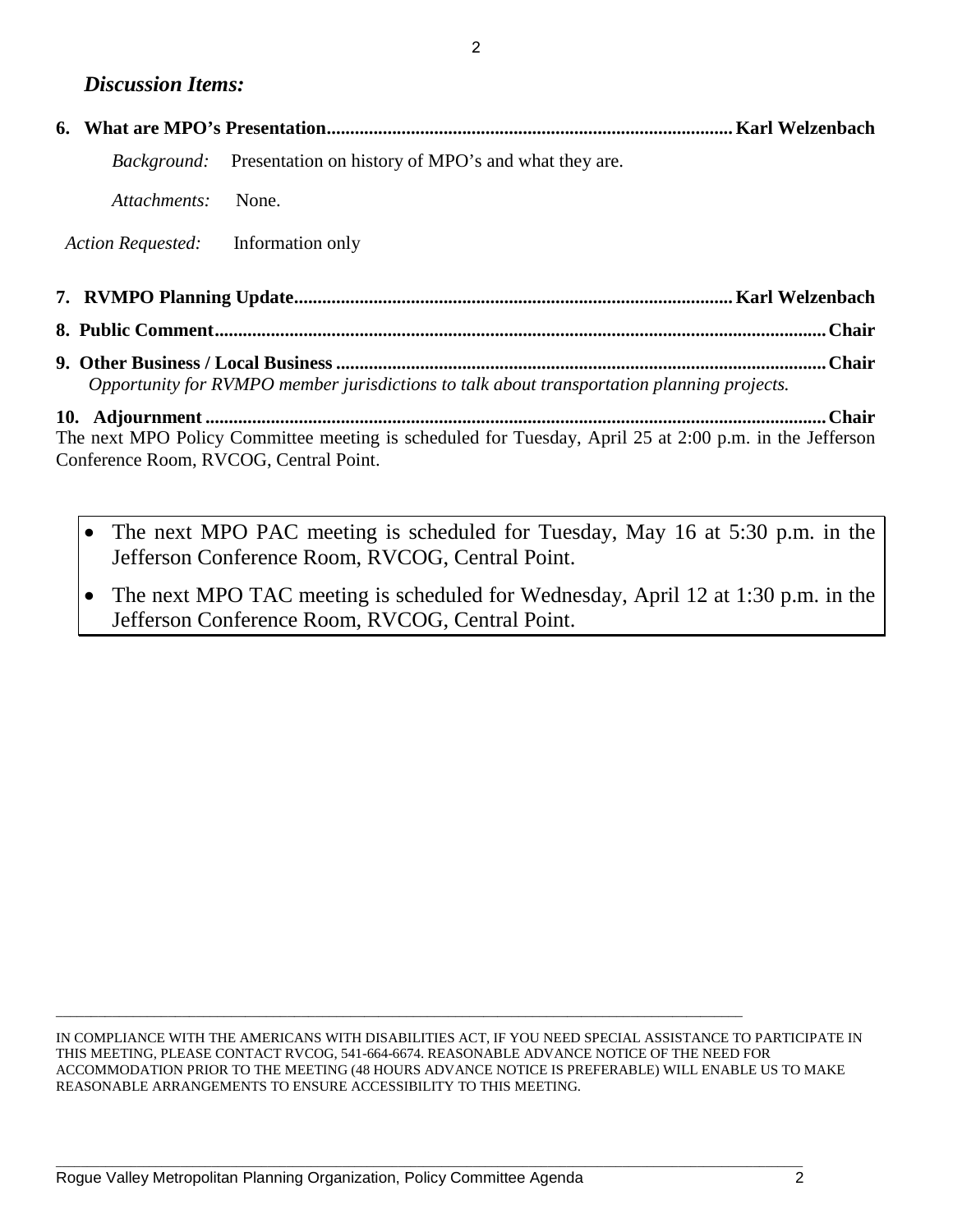### *Discussion Items:*

**6. What are MPO's Presentation........................................................................................ Karl Welzenbach**

*Background:* Presentation on history of MPO's and what they are.

*Attachments:* None.

*Action Requested:* Information only

**7. RVMPO Planning Update............................................................................................ Karl Welzenbach**

**8. Public Comment.................................................................................................................................Chair**

**9. Other Business / Local Business ........................................................................................................Chair**

*Opportunity for RVMPO member jurisdictions to talk about transportation planning projects.*

**10. Adjournment ......................................................................................................................................Chair**

The next MPO Policy Committee meeting is scheduled for Tuesday, April 25 at 2:00 p.m. in the Jefferson Conference Room, RVCOG, Central Point.

- The next MPO PAC meeting is scheduled for Tuesday, May 16 at 5:30 p.m. in the Jefferson Conference Room, RVCOG, Central Point.
- The next MPO TAC meeting is scheduled for Wednesday, April 12 at 1:30 p.m. in the Jefferson Conference Room, RVCOG, Central Point.

---

IN COMPLIANCE WITH THE AMERICANS WITH DISABILITIES ACT, IF YOU NEED SPECIAL ASSISTANCE TO PARTICIPATE IN THIS MEETING, PLEASE CONTACT RVCOG, 541-664-6674. REASONABLE ADVANCE NOTICE OF THE NEED FOR ACCOMMODATION PRIOR TO THE MEETING (48 HOURS ADVANCE NOTICE IS PREFERABLE) WILL ENABLE US TO MAKE REASONABLE ARRANGEMENTS TO ENSURE ACCESSIBILITY TO THIS MEETING.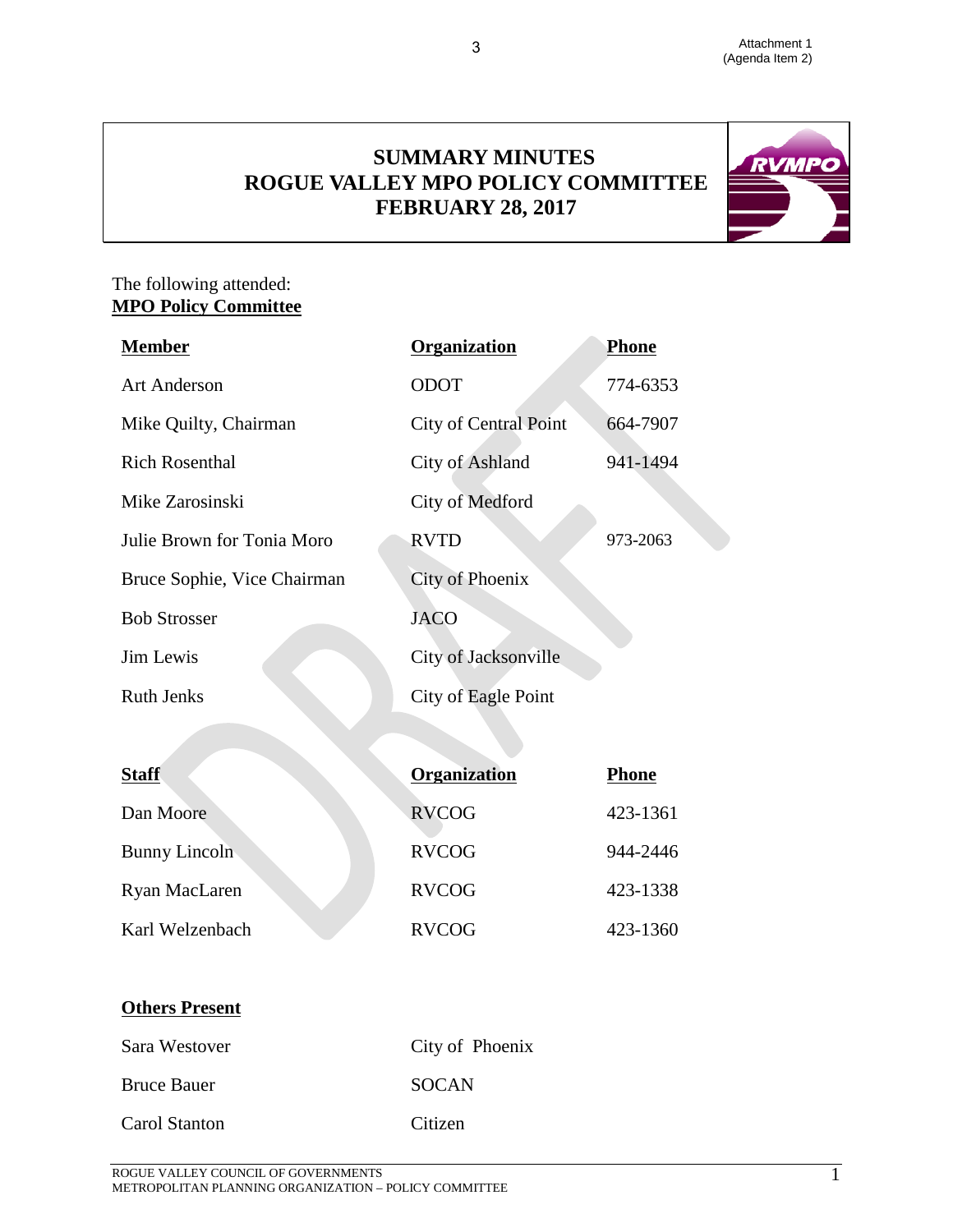Attachment 1
(Agenda Item 2)

# SUMMARY MINUTES
# ROGUE VALLEY MPO POLICY COMMITTEE
# FEBRUARY 28, 2017

The following attended:

**MPO Policy Committee**

| Member | Organization | Phone |
|---|---|---|
| Art Anderson | ODOT | 774-6353 |
| Mike Quilty, Chairman | City of Central Point | 664-7907 |
| Rich Rosenthal | City of Ashland | 941-1494 |
| Mike Zarosinski | City of Medford | |
| Julie Brown for Tonia Moro | RVTD | 973-2063 |
| Bruce Sophie, Vice Chairman | City of Phoenix | |
| Bob Strosser | JACO | |
| Jim Lewis | City of Jacksonville | |
| Ruth Jenks | City of Eagle Point | |

| Staff | Organization | Phone |
|---|---|---|
| Dan Moore | RVCOG | 423-1361 |
| Bunny Lincoln | RVCOG | 944-2446 |
| Ryan MacLaren | RVCOG | 423-1338 |
| Karl Welzenbach | RVCOG | 423-1360 |

**Others Present**

| | |
|---|---|
| Sara Westover | City of Phoenix |
| Bruce Bauer | SOCAN |
| Carol Stanton | Citizen |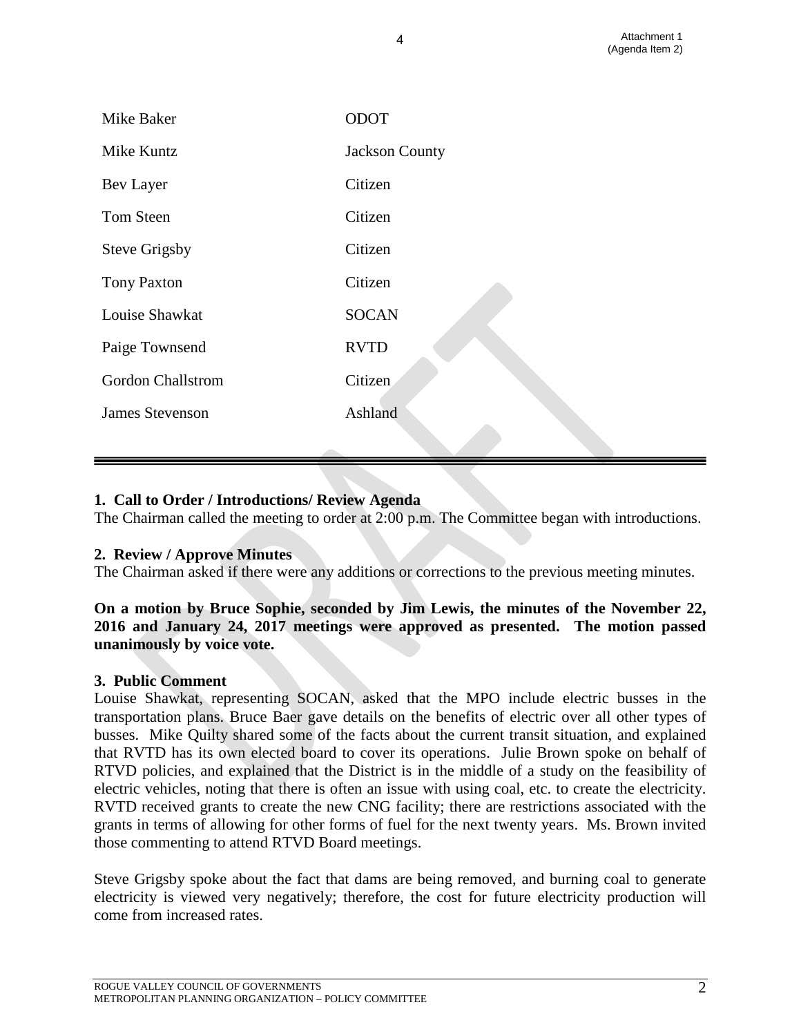| | |
|---|---|
| Mike Baker | ODOT |
| Mike Kuntz | Jackson County |
| Bev Layer | Citizen |
| Tom Steen | Citizen |
| Steve Grigsby | Citizen |
| Tony Paxton | Citizen |
| Louise Shawkat | SOCAN |
| Paige Townsend | RVTD |
| Gordon Challstrom | Citizen |
| James Stevenson | Ashland |

---

**1. Call to Order / Introductions/ Review Agenda**
The Chairman called the meeting to order at 2:00 p.m. The Committee began with introductions.

**2. Review / Approve Minutes**
The Chairman asked if there were any additions or corrections to the previous meeting minutes.

**On a motion by Bruce Sophie, seconded by Jim Lewis, the minutes of the November 22, 2016 and January 24, 2017 meetings were approved as presented. The motion passed unanimously by voice vote.**

**3. Public Comment**
Louise Shawkat, representing SOCAN, asked that the MPO include electric busses in the transportation plans. Bruce Baer gave details on the benefits of electric over all other types of busses. Mike Quilty shared some of the facts about the current transit situation, and explained that RVTD has its own elected board to cover its operations. Julie Brown spoke on behalf of RTVD policies, and explained that the District is in the middle of a study on the feasibility of electric vehicles, noting that there is often an issue with using coal, etc. to create the electricity. RVTD received grants to create the new CNG facility; there are restrictions associated with the grants in terms of allowing for other forms of fuel for the next twenty years. Ms. Brown invited those commenting to attend RTVD Board meetings.

Steve Grigsby spoke about the fact that dams are being removed, and burning coal to generate electricity is viewed very negatively; therefore, the cost for future electricity production will come from increased rates.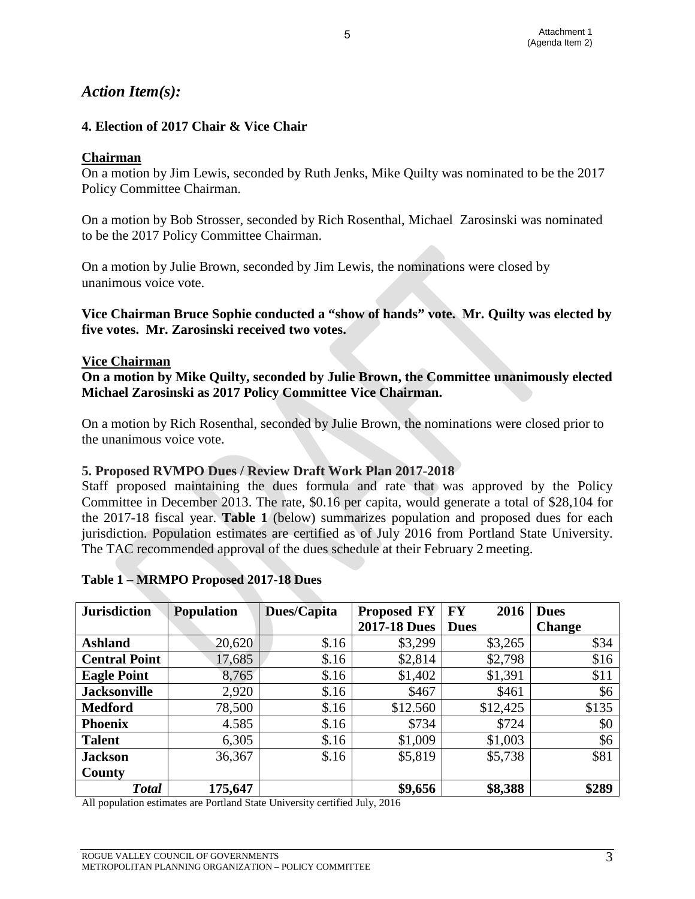## *Action Item(s):*

### 4. Election of 2017 Chair & Vice Chair

**Chairman**

On a motion by Jim Lewis, seconded by Ruth Jenks, Mike Quilty was nominated to be the 2017 Policy Committee Chairman.

On a motion by Bob Strosser, seconded by Rich Rosenthal, Michael Zarosinski was nominated to be the 2017 Policy Committee Chairman.

On a motion by Julie Brown, seconded by Jim Lewis, the nominations were closed by unanimous voice vote.

**Vice Chairman Bruce Sophie conducted a "show of hands" vote. Mr. Quilty was elected by five votes. Mr. Zarosinski received two votes.**

**Vice Chairman**

**On a motion by Mike Quilty, seconded by Julie Brown, the Committee unanimously elected Michael Zarosinski as 2017 Policy Committee Vice Chairman.**

On a motion by Rich Rosenthal, seconded by Julie Brown, the nominations were closed prior to the unanimous voice vote.

### 5. Proposed RVMPO Dues / Review Draft Work Plan 2017-2018

Staff proposed maintaining the dues formula and rate that was approved by the Policy Committee in December 2013. The rate, $0.16 per capita, would generate a total of $28,104 for the 2017-18 fiscal year. **Table 1** (below) summarizes population and proposed dues for each jurisdiction. Population estimates are certified as of July 2016 from Portland State University. The TAC recommended approval of the dues schedule at their February 2 meeting.

**Table 1 – MRMPO Proposed 2017-18 Dues**

| Jurisdiction | Population | Dues/Capita | Proposed FY 2017-18 Dues | FY 2016 Dues | Dues Change |
|---|---|---|---|---|---|
| **Ashland** | 20,620 | $.16 | $3,299 | $3,265 | $34 |
| **Central Point** | 17,685 | $.16 | $2,814 | $2,798 | $16 |
| **Eagle Point** | 8,765 | $.16 | $1,402 | $1,391 | $11 |
| **Jacksonville** | 2,920 | $.16 | $467 | $461 | $6 |
| **Medford** | 78,500 | $.16 | $12.560 | $12,425 | $135 |
| **Phoenix** | 4.585 | $.16 | $734 | $724 | $0 |
| **Talent** | 6,305 | $.16 | $1,009 | $1,003 | $6 |
| **Jackson County** | 36,367 | $.16 | $5,819 | $5,738 | $81 |
| ***Total*** | **175,647** | | **$9,656** | **$8,388** | **$289** |

All population estimates are Portland State University certified July, 2016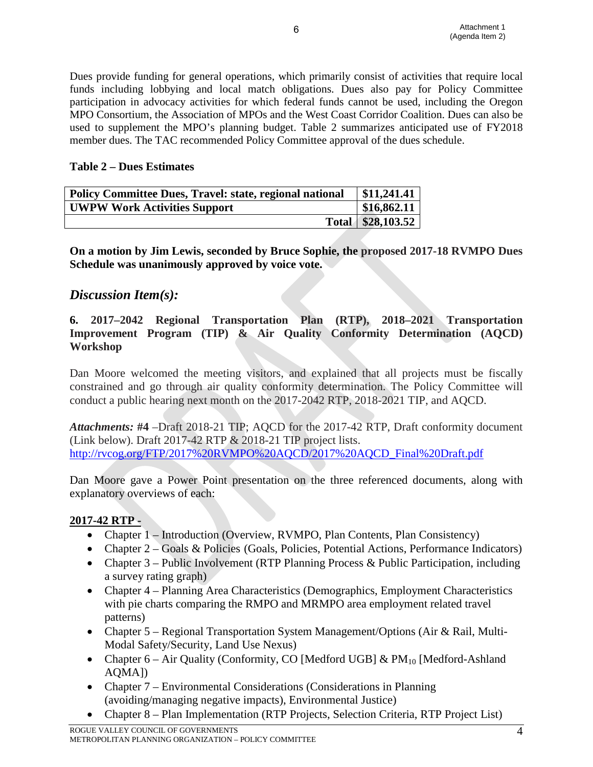Dues provide funding for general operations, which primarily consist of activities that require local funds including lobbying and local match obligations. Dues also pay for Policy Committee participation in advocacy activities for which federal funds cannot be used, including the Oregon MPO Consortium, the Association of MPOs and the West Coast Corridor Coalition. Dues can also be used to supplement the MPO's planning budget. Table 2 summarizes anticipated use of FY2018 member dues. The TAC recommended Policy Committee approval of the dues schedule.

**Table 2 – Dues Estimates**

| | |
|---|---|
| **Policy Committee Dues, Travel: state, regional national** | **$11,241.41** |
| **UWPW Work Activities Support** | **$16,862.11** |
| **Total** | **$28,103.52** |

**On a motion by Jim Lewis, seconded by Bruce Sophie, the proposed 2017-18 RVMPO Dues Schedule was unanimously approved by voice vote.**

## *Discussion Item(s):*

**6. 2017–2042 Regional Transportation Plan (RTP), 2018–2021 Transportation Improvement Program (TIP) & Air Quality Conformity Determination (AQCD) Workshop**

Dan Moore welcomed the meeting visitors, and explained that all projects must be fiscally constrained and go through air quality conformity determination. The Policy Committee will conduct a public hearing next month on the 2017-2042 RTP, 2018-2021 TIP, and AQCD.

***Attachments:* #4** –Draft 2018-21 TIP; AQCD for the 2017-42 RTP, Draft conformity document (Link below). Draft 2017-42 RTP & 2018-21 TIP project lists.
http://rvcog.org/FTP/2017%20RVMPO%20AQCD/2017%20AQCD_Final%20Draft.pdf

Dan Moore gave a Power Point presentation on the three referenced documents, along with explanatory overviews of each:

**2017-42 RTP -**

- Chapter 1 – Introduction (Overview, RVMPO, Plan Contents, Plan Consistency)
- Chapter 2 – Goals & Policies (Goals, Policies, Potential Actions, Performance Indicators)
- Chapter 3 – Public Involvement (RTP Planning Process & Public Participation, including a survey rating graph)
- Chapter 4 – Planning Area Characteristics (Demographics, Employment Characteristics with pie charts comparing the RMPO and MRMPO area employment related travel patterns)
- Chapter 5 – Regional Transportation System Management/Options (Air & Rail, Multi-Modal Safety/Security, Land Use Nexus)
- Chapter 6 – Air Quality (Conformity, CO [Medford UGB] & $PM_{10}$ [Medford-Ashland AQMA])
- Chapter 7 – Environmental Considerations (Considerations in Planning (avoiding/managing negative impacts), Environmental Justice)
- Chapter 8 – Plan Implementation (RTP Projects, Selection Criteria, RTP Project List)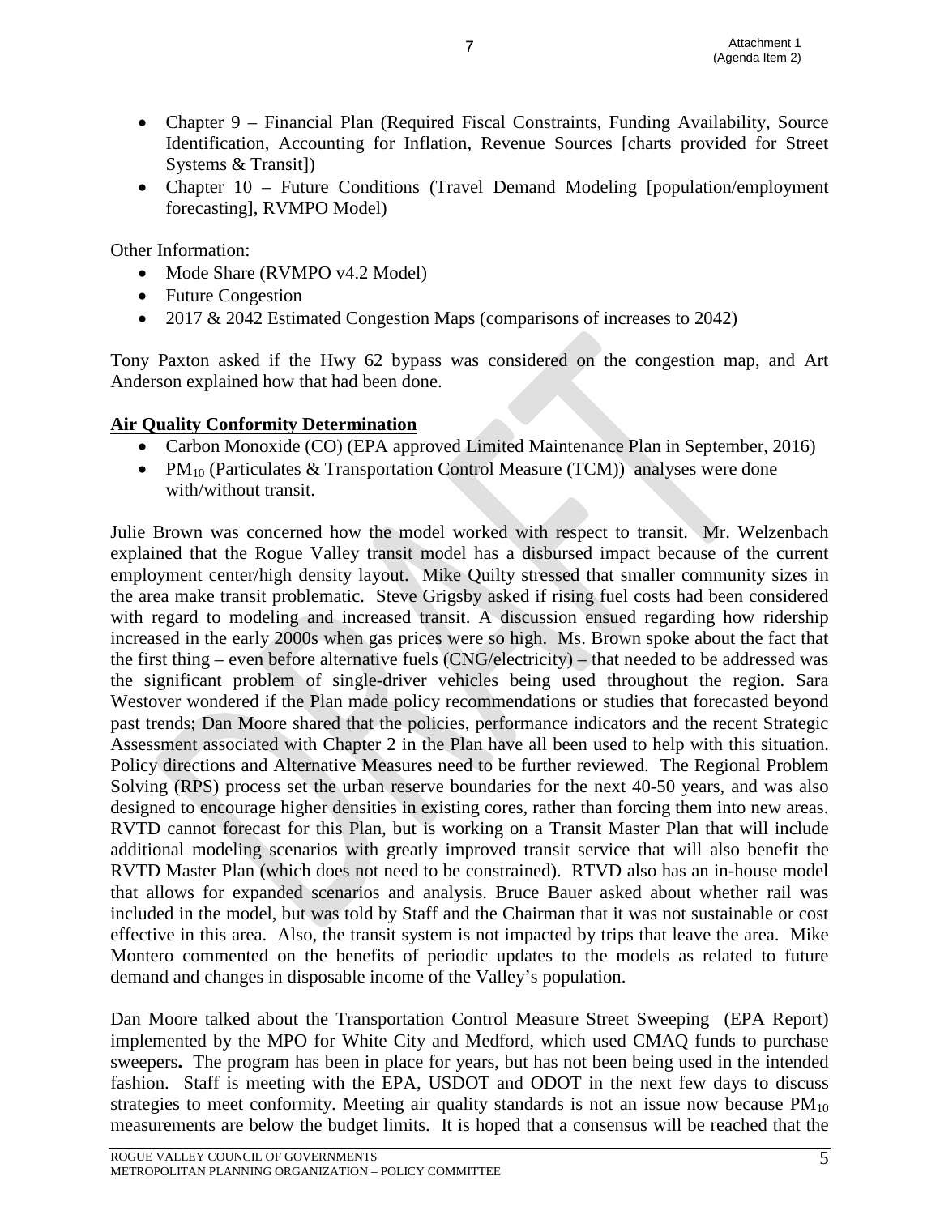- Chapter 9 – Financial Plan (Required Fiscal Constraints, Funding Availability, Source Identification, Accounting for Inflation, Revenue Sources [charts provided for Street Systems & Transit])
- Chapter 10 – Future Conditions (Travel Demand Modeling [population/employment forecasting], RVMPO Model)

Other Information:

- Mode Share (RVMPO v4.2 Model)
- Future Congestion
- 2017 & 2042 Estimated Congestion Maps (comparisons of increases to 2042)

Tony Paxton asked if the Hwy 62 bypass was considered on the congestion map, and Art Anderson explained how that had been done.

**Air Quality Conformity Determination**

- Carbon Monoxide (CO) (EPA approved Limited Maintenance Plan in September, 2016)
- $PM_{10}$ (Particulates & Transportation Control Measure (TCM)) analyses were done with/without transit.

Julie Brown was concerned how the model worked with respect to transit. Mr. Welzenbach explained that the Rogue Valley transit model has a disbursed impact because of the current employment center/high density layout. Mike Quilty stressed that smaller community sizes in the area make transit problematic. Steve Grigsby asked if rising fuel costs had been considered with regard to modeling and increased transit. A discussion ensued regarding how ridership increased in the early 2000s when gas prices were so high. Ms. Brown spoke about the fact that the first thing – even before alternative fuels (CNG/electricity) – that needed to be addressed was the significant problem of single-driver vehicles being used throughout the region. Sara Westover wondered if the Plan made policy recommendations or studies that forecasted beyond past trends; Dan Moore shared that the policies, performance indicators and the recent Strategic Assessment associated with Chapter 2 in the Plan have all been used to help with this situation. Policy directions and Alternative Measures need to be further reviewed. The Regional Problem Solving (RPS) process set the urban reserve boundaries for the next 40-50 years, and was also designed to encourage higher densities in existing cores, rather than forcing them into new areas. RVTD cannot forecast for this Plan, but is working on a Transit Master Plan that will include additional modeling scenarios with greatly improved transit service that will also benefit the RVTD Master Plan (which does not need to be constrained). RTVD also has an in-house model that allows for expanded scenarios and analysis. Bruce Bauer asked about whether rail was included in the model, but was told by Staff and the Chairman that it was not sustainable or cost effective in this area. Also, the transit system is not impacted by trips that leave the area. Mike Montero commented on the benefits of periodic updates to the models as related to future demand and changes in disposable income of the Valley's population.

Dan Moore talked about the Transportation Control Measure Street Sweeping (EPA Report) implemented by the MPO for White City and Medford, which used CMAQ funds to purchase sweepers**.** The program has been in place for years, but has not been being used in the intended fashion. Staff is meeting with the EPA, USDOT and ODOT in the next few days to discuss strategies to meet conformity. Meeting air quality standards is not an issue now because $PM_{10}$ measurements are below the budget limits. It is hoped that a consensus will be reached that the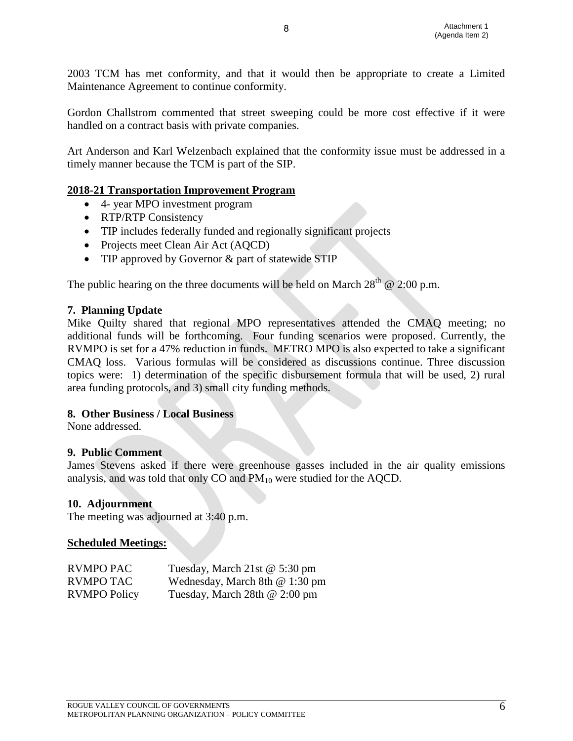2003 TCM has met conformity, and that it would then be appropriate to create a Limited Maintenance Agreement to continue conformity.

Gordon Challstrom commented that street sweeping could be more cost effective if it were handled on a contract basis with private companies.

Art Anderson and Karl Welzenbach explained that the conformity issue must be addressed in a timely manner because the TCM is part of the SIP.

**2018-21 Transportation Improvement Program**

- 4- year MPO investment program
- RTP/RTP Consistency
- TIP includes federally funded and regionally significant projects
- Projects meet Clean Air Act (AQCD)
- TIP approved by Governor & part of statewide STIP

The public hearing on the three documents will be held on March 28th @ 2:00 p.m.

**7. Planning Update**

Mike Quilty shared that regional MPO representatives attended the CMAQ meeting; no additional funds will be forthcoming. Four funding scenarios were proposed. Currently, the RVMPO is set for a 47% reduction in funds. METRO MPO is also expected to take a significant CMAQ loss. Various formulas will be considered as discussions continue. Three discussion topics were: 1) determination of the specific disbursement formula that will be used, 2) rural area funding protocols, and 3) small city funding methods.

**8. Other Business / Local Business**

None addressed.

**9. Public Comment**

James Stevens asked if there were greenhouse gasses included in the air quality emissions analysis, and was told that only CO and $PM_{10}$ were studied for the AQCD.

**10. Adjournment**

The meeting was adjourned at 3:40 p.m.

**Scheduled Meetings:**

| | |
|---|---|
| RVMPO PAC | Tuesday, March 21st @ 5:30 pm |
| RVMPO TAC | Wednesday, March 8th @ 1:30 pm |
| RVMPO Policy | Tuesday, March 28th @ 2:00 pm |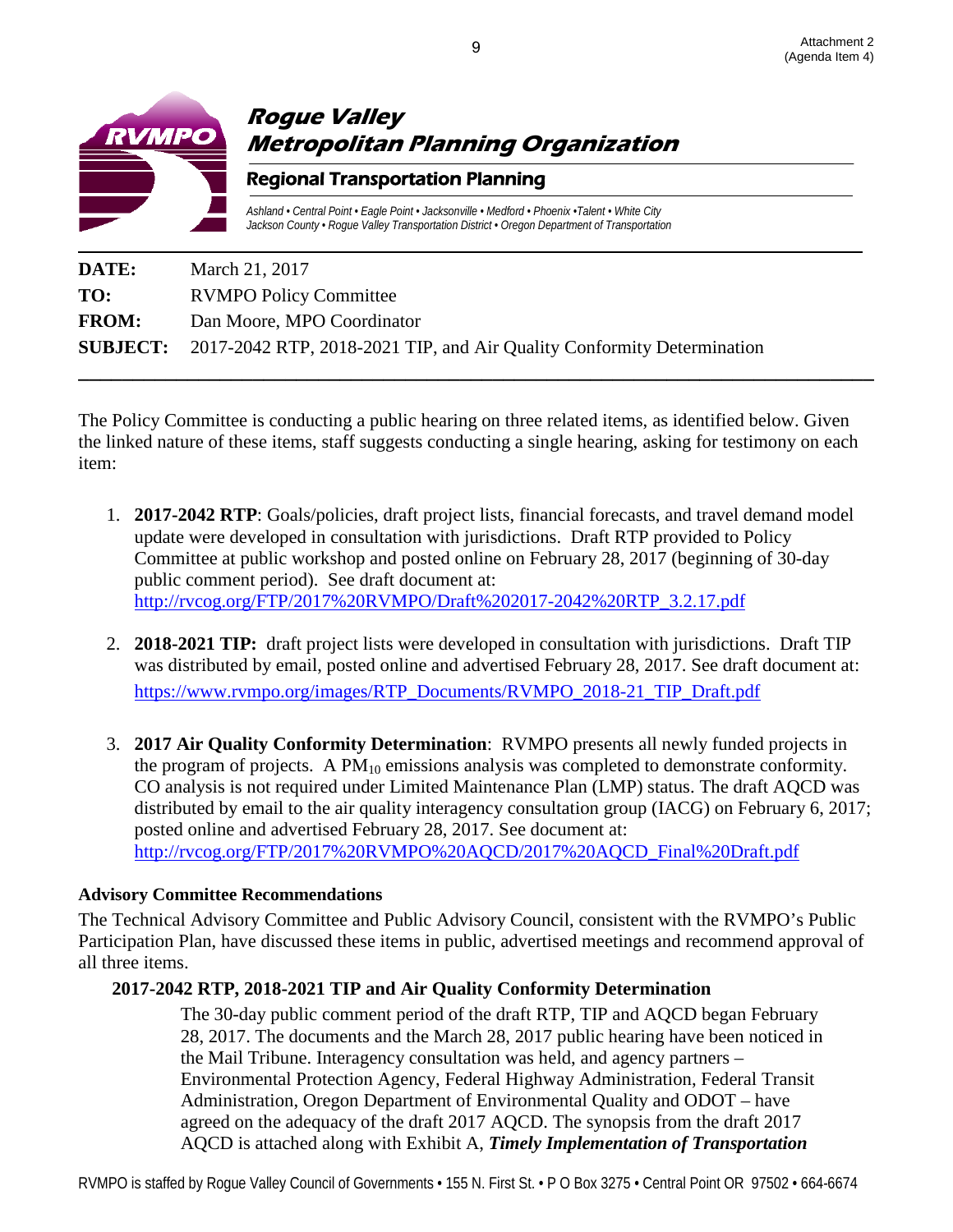Attachment 2
(Agenda Item 4)

# Rogue Valley Metropolitan Planning Organization

## Regional Transportation Planning

*Ashland • Central Point • Eagle Point • Jacksonville • Medford • Phoenix •Talent • White City*
*Jackson County • Rogue Valley Transportation District • Oregon Department of Transportation*

---

**DATE:** March 21, 2017

**TO:** RVMPO Policy Committee

**FROM:** Dan Moore, MPO Coordinator

**SUBJECT:** 2017-2042 RTP, 2018-2021 TIP, and Air Quality Conformity Determination

---

The Policy Committee is conducting a public hearing on three related items, as identified below. Given the linked nature of these items, staff suggests conducting a single hearing, asking for testimony on each item:

1. **2017-2042 RTP**: Goals/policies, draft project lists, financial forecasts, and travel demand model update were developed in consultation with jurisdictions. Draft RTP provided to Policy Committee at public workshop and posted online on February 28, 2017 (beginning of 30-day public comment period). See draft document at: http://rvcog.org/FTP/2017%20RVMPO/Draft%202017-2042%20RTP_3.2.17.pdf

2. **2018-2021 TIP:** draft project lists were developed in consultation with jurisdictions. Draft TIP was distributed by email, posted online and advertised February 28, 2017. See draft document at: https://www.rvmpo.org/images/RTP_Documents/RVMPO_2018-21_TIP_Draft.pdf

3. **2017 Air Quality Conformity Determination**: RVMPO presents all newly funded projects in the program of projects. A $PM_{10}$ emissions analysis was completed to demonstrate conformity. CO analysis is not required under Limited Maintenance Plan (LMP) status. The draft AQCD was distributed by email to the air quality interagency consultation group (IACG) on February 6, 2017; posted online and advertised February 28, 2017. See document at: http://rvcog.org/FTP/2017%20RVMPO%20AQCD/2017%20AQCD_Final%20Draft.pdf

**Advisory Committee Recommendations**

The Technical Advisory Committee and Public Advisory Council, consistent with the RVMPO's Public Participation Plan, have discussed these items in public, advertised meetings and recommend approval of all three items.

**2017-2042 RTP, 2018-2021 TIP and Air Quality Conformity Determination**

The 30-day public comment period of the draft RTP, TIP and AQCD began February 28, 2017. The documents and the March 28, 2017 public hearing have been noticed in the Mail Tribune. Interagency consultation was held, and agency partners – Environmental Protection Agency, Federal Highway Administration, Federal Transit Administration, Oregon Department of Environmental Quality and ODOT – have agreed on the adequacy of the draft 2017 AQCD. The synopsis from the draft 2017 AQCD is attached along with Exhibit A, ***Timely Implementation of Transportation***

RVMPO is staffed by Rogue Valley Council of Governments • 155 N. First St. • P O Box 3275 • Central Point OR 97502 • 664-6674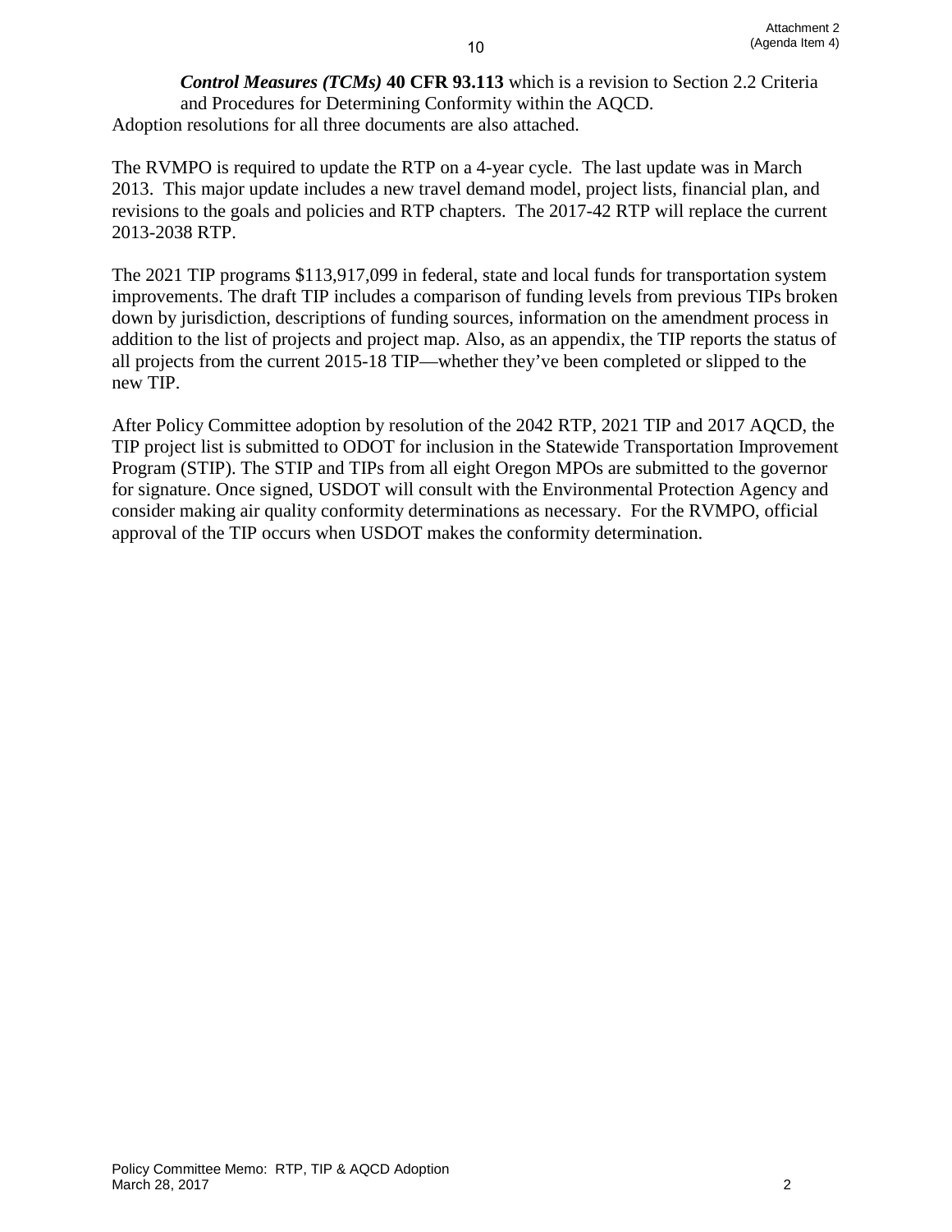***Control Measures (TCMs)*** **40 CFR 93.113** which is a revision to Section 2.2 Criteria and Procedures for Determining Conformity within the AQCD.

Adoption resolutions for all three documents are also attached.

The RVMPO is required to update the RTP on a 4-year cycle. The last update was in March 2013. This major update includes a new travel demand model, project lists, financial plan, and revisions to the goals and policies and RTP chapters. The 2017-42 RTP will replace the current 2013-2038 RTP.

The 2021 TIP programs $113,917,099 in federal, state and local funds for transportation system improvements. The draft TIP includes a comparison of funding levels from previous TIPs broken down by jurisdiction, descriptions of funding sources, information on the amendment process in addition to the list of projects and project map. Also, as an appendix, the TIP reports the status of all projects from the current 2015-18 TIP—whether they've been completed or slipped to the new TIP.

After Policy Committee adoption by resolution of the 2042 RTP, 2021 TIP and 2017 AQCD, the TIP project list is submitted to ODOT for inclusion in the Statewide Transportation Improvement Program (STIP). The STIP and TIPs from all eight Oregon MPOs are submitted to the governor for signature. Once signed, USDOT will consult with the Environmental Protection Agency and consider making air quality conformity determinations as necessary. For the RVMPO, official approval of the TIP occurs when USDOT makes the conformity determination.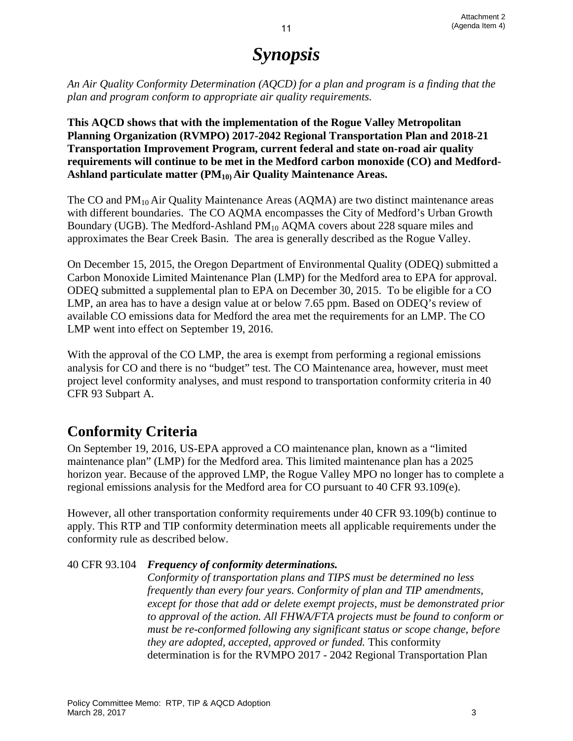# *Synopsis*

*An Air Quality Conformity Determination (AQCD) for a plan and program is a finding that the plan and program conform to appropriate air quality requirements.*

**This AQCD shows that with the implementation of the Rogue Valley Metropolitan Planning Organization (RVMPO) 2017-2042 Regional Transportation Plan and 2018-21 Transportation Improvement Program, current federal and state on-road air quality requirements will continue to be met in the Medford carbon monoxide (CO) and Medford-Ashland particulate matter ($PM_{10}$) Air Quality Maintenance Areas.**

The CO and $PM_{10}$ Air Quality Maintenance Areas (AQMA) are two distinct maintenance areas with different boundaries. The CO AQMA encompasses the City of Medford's Urban Growth Boundary (UGB). The Medford-Ashland $PM_{10}$ AQMA covers about 228 square miles and approximates the Bear Creek Basin. The area is generally described as the Rogue Valley.

On December 15, 2015, the Oregon Department of Environmental Quality (ODEQ) submitted a Carbon Monoxide Limited Maintenance Plan (LMP) for the Medford area to EPA for approval. ODEQ submitted a supplemental plan to EPA on December 30, 2015. To be eligible for a CO LMP, an area has to have a design value at or below 7.65 ppm. Based on ODEQ's review of available CO emissions data for Medford the area met the requirements for an LMP. The CO LMP went into effect on September 19, 2016.

With the approval of the CO LMP, the area is exempt from performing a regional emissions analysis for CO and there is no "budget" test. The CO Maintenance area, however, must meet project level conformity analyses, and must respond to transportation conformity criteria in 40 CFR 93 Subpart A.

## Conformity Criteria

On September 19, 2016, US-EPA approved a CO maintenance plan, known as a "limited maintenance plan" (LMP) for the Medford area. This limited maintenance plan has a 2025 horizon year. Because of the approved LMP, the Rogue Valley MPO no longer has to complete a regional emissions analysis for the Medford area for CO pursuant to 40 CFR 93.109(e).

However, all other transportation conformity requirements under 40 CFR 93.109(b) continue to apply. This RTP and TIP conformity determination meets all applicable requirements under the conformity rule as described below.

40 CFR 93.104 ***Frequency of conformity determinations.***
*Conformity of transportation plans and TIPS must be determined no less frequently than every four years. Conformity of plan and TIP amendments, except for those that add or delete exempt projects, must be demonstrated prior to approval of the action. All FHWA/FTA projects must be found to conform or must be re-conformed following any significant status or scope change, before they are adopted, accepted, approved or funded.* This conformity determination is for the RVMPO 2017 - 2042 Regional Transportation Plan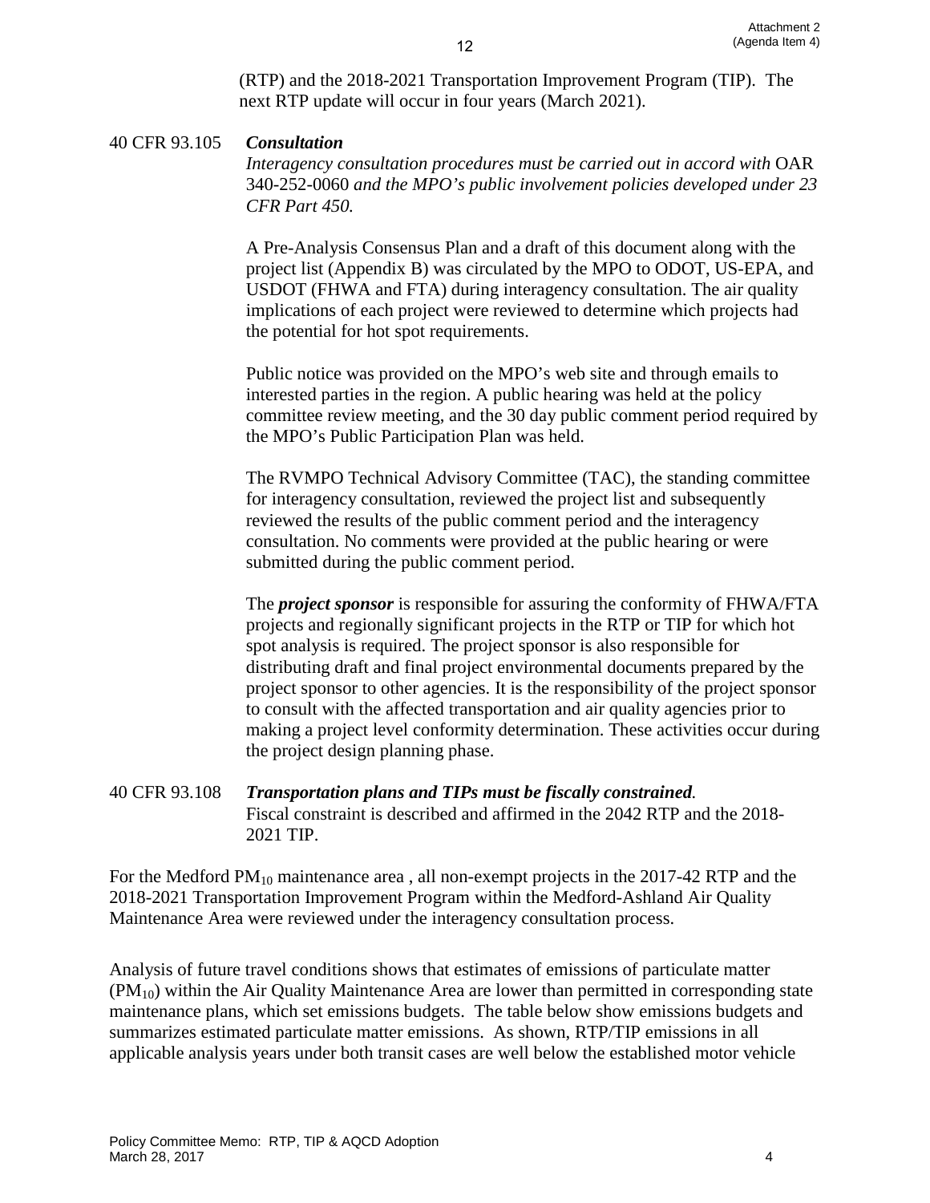(RTP) and the 2018-2021 Transportation Improvement Program (TIP). The next RTP update will occur in four years (March 2021).

40 CFR 93.105 ***Consultation***

*Interagency consultation procedures must be carried out in accord with* OAR 340-252-0060 *and the MPO's public involvement policies developed under 23 CFR Part 450.*

A Pre-Analysis Consensus Plan and a draft of this document along with the project list (Appendix B) was circulated by the MPO to ODOT, US-EPA, and USDOT (FHWA and FTA) during interagency consultation. The air quality implications of each project were reviewed to determine which projects had the potential for hot spot requirements.

Public notice was provided on the MPO's web site and through emails to interested parties in the region. A public hearing was held at the policy committee review meeting, and the 30 day public comment period required by the MPO's Public Participation Plan was held.

The RVMPO Technical Advisory Committee (TAC), the standing committee for interagency consultation, reviewed the project list and subsequently reviewed the results of the public comment period and the interagency consultation. No comments were provided at the public hearing or were submitted during the public comment period.

The ***project sponsor*** is responsible for assuring the conformity of FHWA/FTA projects and regionally significant projects in the RTP or TIP for which hot spot analysis is required. The project sponsor is also responsible for distributing draft and final project environmental documents prepared by the project sponsor to other agencies. It is the responsibility of the project sponsor to consult with the affected transportation and air quality agencies prior to making a project level conformity determination. These activities occur during the project design planning phase.

40 CFR 93.108 ***Transportation plans and TIPs must be fiscally constrained.***

Fiscal constraint is described and affirmed in the 2042 RTP and the 2018-2021 TIP.

For the Medford $PM_{10}$ maintenance area , all non-exempt projects in the 2017-42 RTP and the 2018-2021 Transportation Improvement Program within the Medford-Ashland Air Quality Maintenance Area were reviewed under the interagency consultation process.

Analysis of future travel conditions shows that estimates of emissions of particulate matter ($PM_{10}$) within the Air Quality Maintenance Area are lower than permitted in corresponding state maintenance plans, which set emissions budgets. The table below show emissions budgets and summarizes estimated particulate matter emissions. As shown, RTP/TIP emissions in all applicable analysis years under both transit cases are well below the established motor vehicle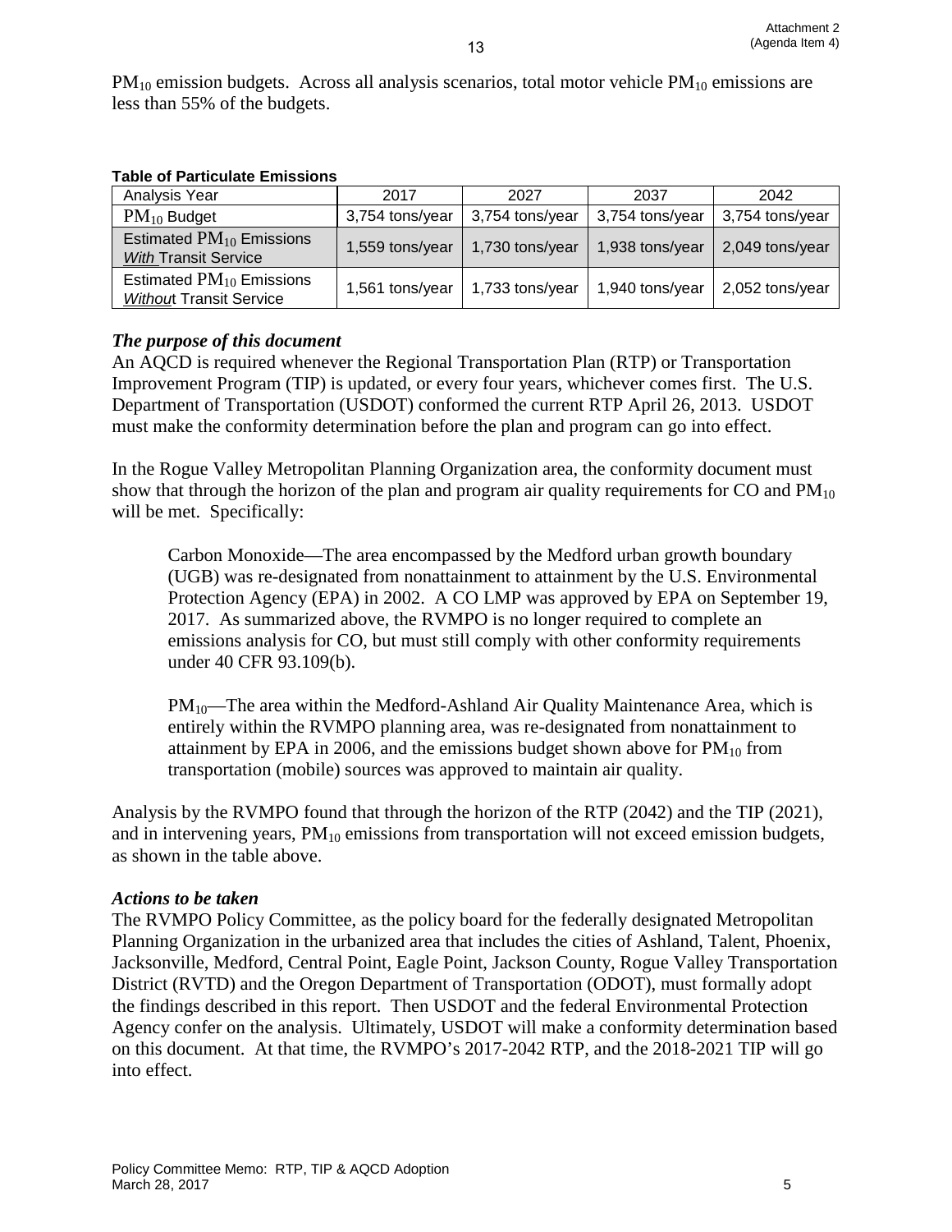$PM_{10}$ emission budgets. Across all analysis scenarios, total motor vehicle $PM_{10}$ emissions are less than 55% of the budgets.

**Table of Particulate Emissions**

| Analysis Year | 2017 | 2027 | 2037 | 2042 |
|---|---|---|---|---|
| $PM_{10}$ Budget | 3,754 tons/year | 3,754 tons/year | 3,754 tons/year | 3,754 tons/year |
| Estimated $PM_{10}$ Emissions *With* Transit Service | 1,559 tons/year | 1,730 tons/year | 1,938 tons/year | 2,049 tons/year |
| Estimated $PM_{10}$ Emissions *Without* Transit Service | 1,561 tons/year | 1,733 tons/year | 1,940 tons/year | 2,052 tons/year |

### *The purpose of this document*

An AQCD is required whenever the Regional Transportation Plan (RTP) or Transportation Improvement Program (TIP) is updated, or every four years, whichever comes first. The U.S. Department of Transportation (USDOT) conformed the current RTP April 26, 2013. USDOT must make the conformity determination before the plan and program can go into effect.

In the Rogue Valley Metropolitan Planning Organization area, the conformity document must show that through the horizon of the plan and program air quality requirements for CO and $PM_{10}$ will be met. Specifically:

> Carbon Monoxide—The area encompassed by the Medford urban growth boundary (UGB) was re-designated from nonattainment to attainment by the U.S. Environmental Protection Agency (EPA) in 2002. A CO LMP was approved by EPA on September 19, 2017. As summarized above, the RVMPO is no longer required to complete an emissions analysis for CO, but must still comply with other conformity requirements under 40 CFR 93.109(b).
>
> $PM_{10}$—The area within the Medford-Ashland Air Quality Maintenance Area, which is entirely within the RVMPO planning area, was re-designated from nonattainment to attainment by EPA in 2006, and the emissions budget shown above for $PM_{10}$ from transportation (mobile) sources was approved to maintain air quality.

Analysis by the RVMPO found that through the horizon of the RTP (2042) and the TIP (2021), and in intervening years, $PM_{10}$ emissions from transportation will not exceed emission budgets, as shown in the table above.

### *Actions to be taken*

The RVMPO Policy Committee, as the policy board for the federally designated Metropolitan Planning Organization in the urbanized area that includes the cities of Ashland, Talent, Phoenix, Jacksonville, Medford, Central Point, Eagle Point, Jackson County, Rogue Valley Transportation District (RVTD) and the Oregon Department of Transportation (ODOT), must formally adopt the findings described in this report. Then USDOT and the federal Environmental Protection Agency confer on the analysis. Ultimately, USDOT will make a conformity determination based on this document. At that time, the RVMPO's 2017-2042 RTP, and the 2018-2021 TIP will go into effect.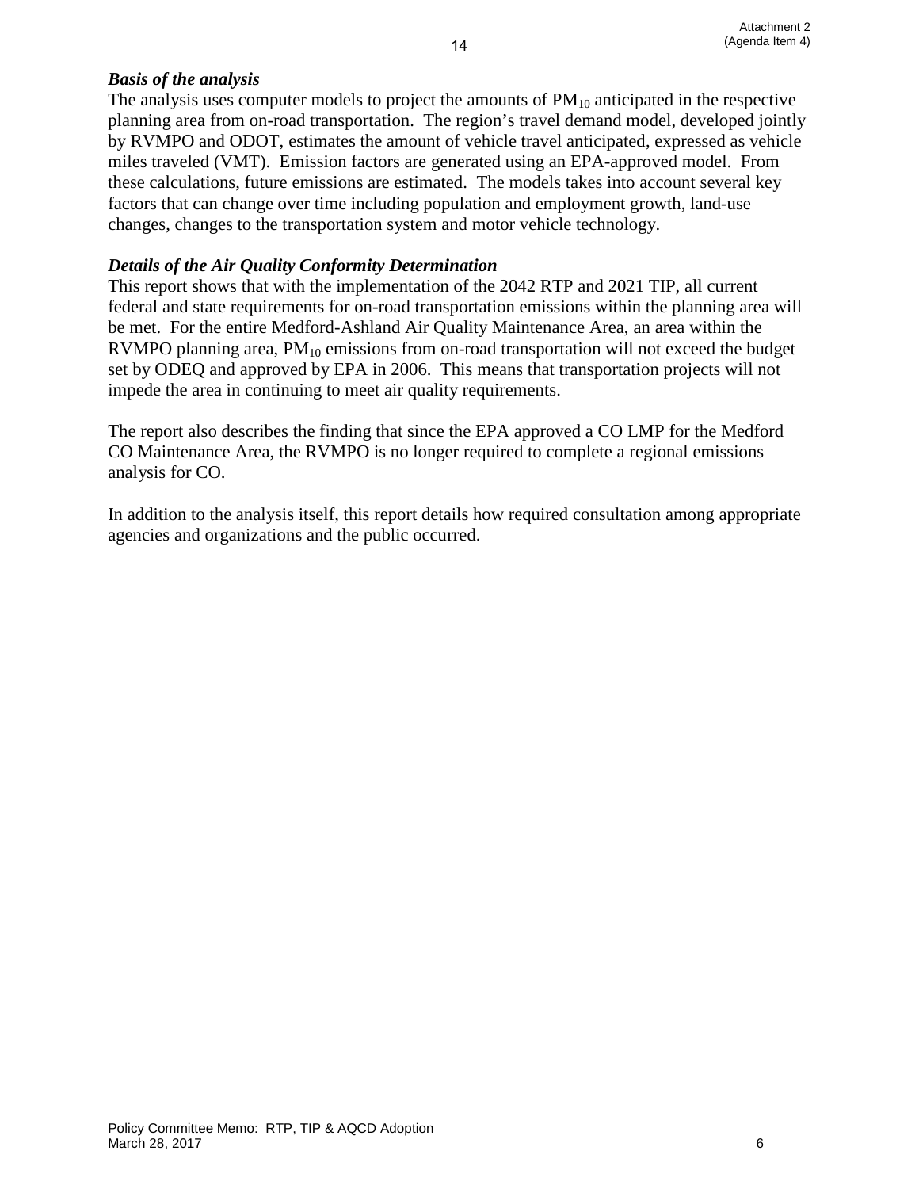***Basis of the analysis***

The analysis uses computer models to project the amounts of $PM_{10}$ anticipated in the respective planning area from on-road transportation. The region's travel demand model, developed jointly by RVMPO and ODOT, estimates the amount of vehicle travel anticipated, expressed as vehicle miles traveled (VMT). Emission factors are generated using an EPA-approved model. From these calculations, future emissions are estimated. The models takes into account several key factors that can change over time including population and employment growth, land-use changes, changes to the transportation system and motor vehicle technology.

***Details of the Air Quality Conformity Determination***

This report shows that with the implementation of the 2042 RTP and 2021 TIP, all current federal and state requirements for on-road transportation emissions within the planning area will be met. For the entire Medford-Ashland Air Quality Maintenance Area, an area within the RVMPO planning area, $PM_{10}$ emissions from on-road transportation will not exceed the budget set by ODEQ and approved by EPA in 2006. This means that transportation projects will not impede the area in continuing to meet air quality requirements.

The report also describes the finding that since the EPA approved a CO LMP for the Medford CO Maintenance Area, the RVMPO is no longer required to complete a regional emissions analysis for CO.

In addition to the analysis itself, this report details how required consultation among appropriate agencies and organizations and the public occurred.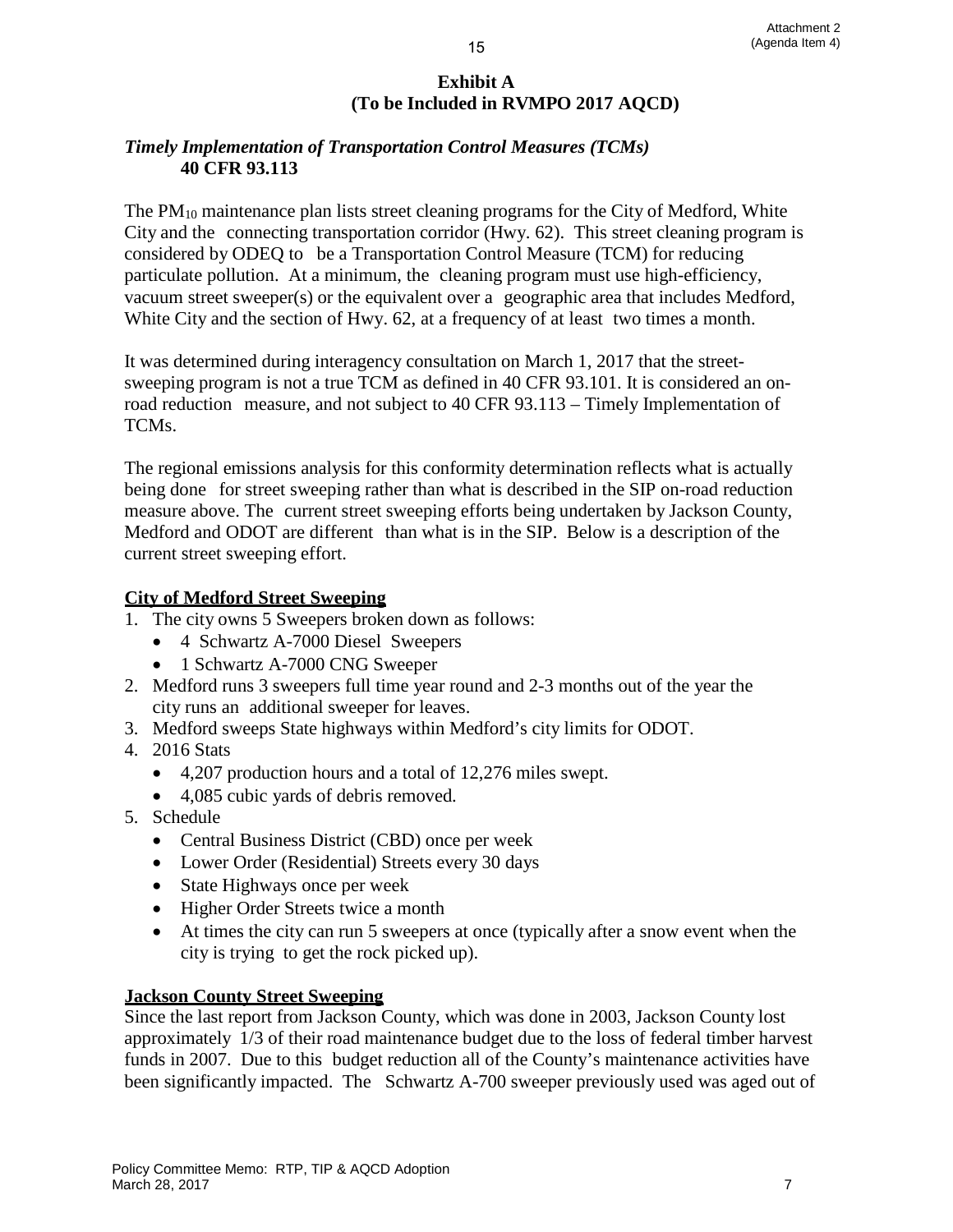**Exhibit A**
**(To be Included in RVMPO 2017 AQCD)**

***Timely Implementation of Transportation Control Measures (TCMs)***
**40 CFR 93.113**

The $PM_{10}$ maintenance plan lists street cleaning programs for the City of Medford, White City and the connecting transportation corridor (Hwy. 62). This street cleaning program is considered by ODEQ to be a Transportation Control Measure (TCM) for reducing particulate pollution. At a minimum, the cleaning program must use high-efficiency, vacuum street sweeper(s) or the equivalent over a geographic area that includes Medford, White City and the section of Hwy. 62, at a frequency of at least two times a month.

It was determined during interagency consultation on March 1, 2017 that the street-sweeping program is not a true TCM as defined in 40 CFR 93.101. It is considered an on-road reduction measure, and not subject to 40 CFR 93.113 – Timely Implementation of TCMs.

The regional emissions analysis for this conformity determination reflects what is actually being done for street sweeping rather than what is described in the SIP on-road reduction measure above. The current street sweeping efforts being undertaken by Jackson County, Medford and ODOT are different than what is in the SIP. Below is a description of the current street sweeping effort.

**City of Medford Street Sweeping**

1. The city owns 5 Sweepers broken down as follows:
   - 4 Schwartz A-7000 Diesel Sweepers
   - 1 Schwartz A-7000 CNG Sweeper
2. Medford runs 3 sweepers full time year round and 2-3 months out of the year the city runs an additional sweeper for leaves.
3. Medford sweeps State highways within Medford's city limits for ODOT.
4. 2016 Stats
   - 4,207 production hours and a total of 12,276 miles swept.
   - 4,085 cubic yards of debris removed.
5. Schedule
   - Central Business District (CBD) once per week
   - Lower Order (Residential) Streets every 30 days
   - State Highways once per week
   - Higher Order Streets twice a month
   - At times the city can run 5 sweepers at once (typically after a snow event when the city is trying to get the rock picked up).

**Jackson County Street Sweeping**

Since the last report from Jackson County, which was done in 2003, Jackson County lost approximately 1/3 of their road maintenance budget due to the loss of federal timber harvest funds in 2007. Due to this budget reduction all of the County's maintenance activities have been significantly impacted. The Schwartz A-700 sweeper previously used was aged out of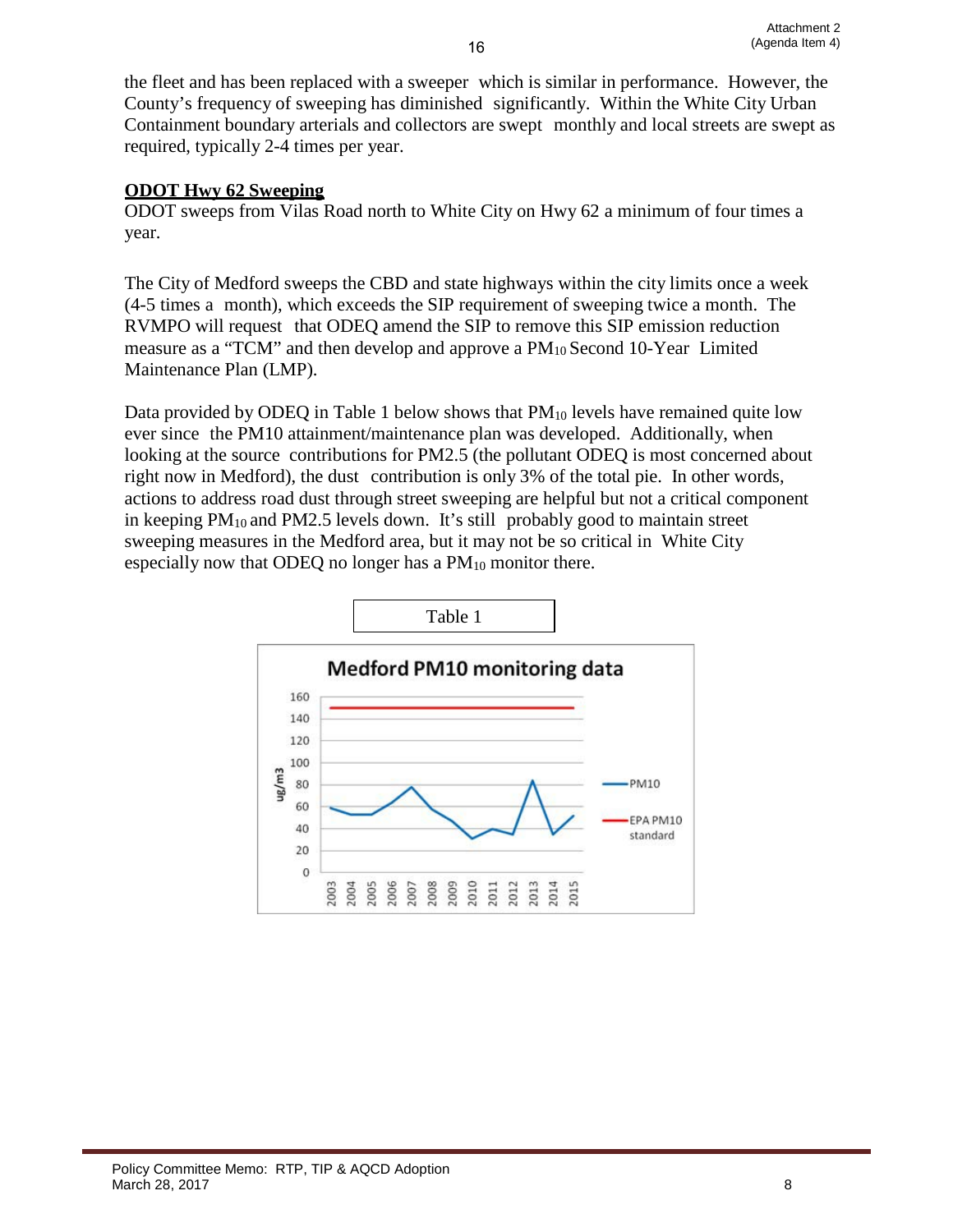the fleet and has been replaced with a sweeper which is similar in performance. However, the County's frequency of sweeping has diminished significantly. Within the White City Urban Containment boundary arterials and collectors are swept monthly and local streets are swept as required, typically 2-4 times per year.

**ODOT Hwy 62 Sweeping**

ODOT sweeps from Vilas Road north to White City on Hwy 62 a minimum of four times a year.

The City of Medford sweeps the CBD and state highways within the city limits once a week (4-5 times a month), which exceeds the SIP requirement of sweeping twice a month. The RVMPO will request that ODEQ amend the SIP to remove this SIP emission reduction measure as a "TCM" and then develop and approve a $PM_{10}$ Second 10-Year Limited Maintenance Plan (LMP).

Data provided by ODEQ in Table 1 below shows that $PM_{10}$ levels have remained quite low ever since the PM10 attainment/maintenance plan was developed. Additionally, when looking at the source contributions for PM2.5 (the pollutant ODEQ is most concerned about right now in Medford), the dust contribution is only 3% of the total pie. In other words, actions to address road dust through street sweeping are helpful but not a critical component in keeping $PM_{10}$ and PM2.5 levels down. It's still probably good to maintain street sweeping measures in the Medford area, but it may not be so critical in White City especially now that ODEQ no longer has a $PM_{10}$ monitor there.

Table 1

**Medford PM10 monitoring data**

Legend: PM10; EPA PM10 standard

Y-axis: ug/m3 (0–160)

X-axis: 2003, 2004, 2005, 2006, 2007, 2008, 2009, 2010, 2011, 2012, 2013, 2014, 2015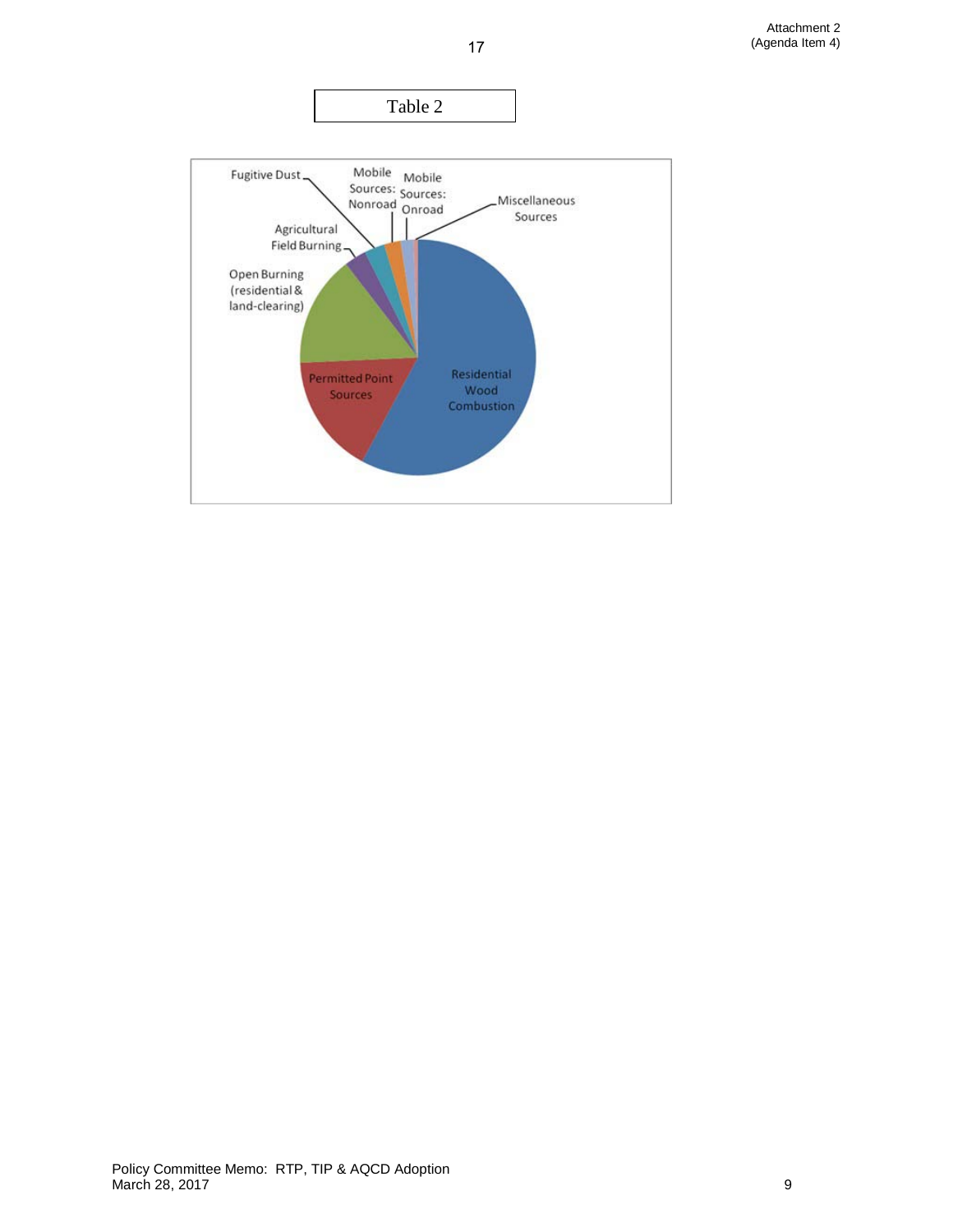Table 2

Fugitive Dust

Mobile Sources: Nonroad

Mobile Sources: Onroad

Miscellaneous Sources

Agricultural Field Burning

Open Burning (residential & land-clearing)

Permitted Point Sources

Residential Wood Combustion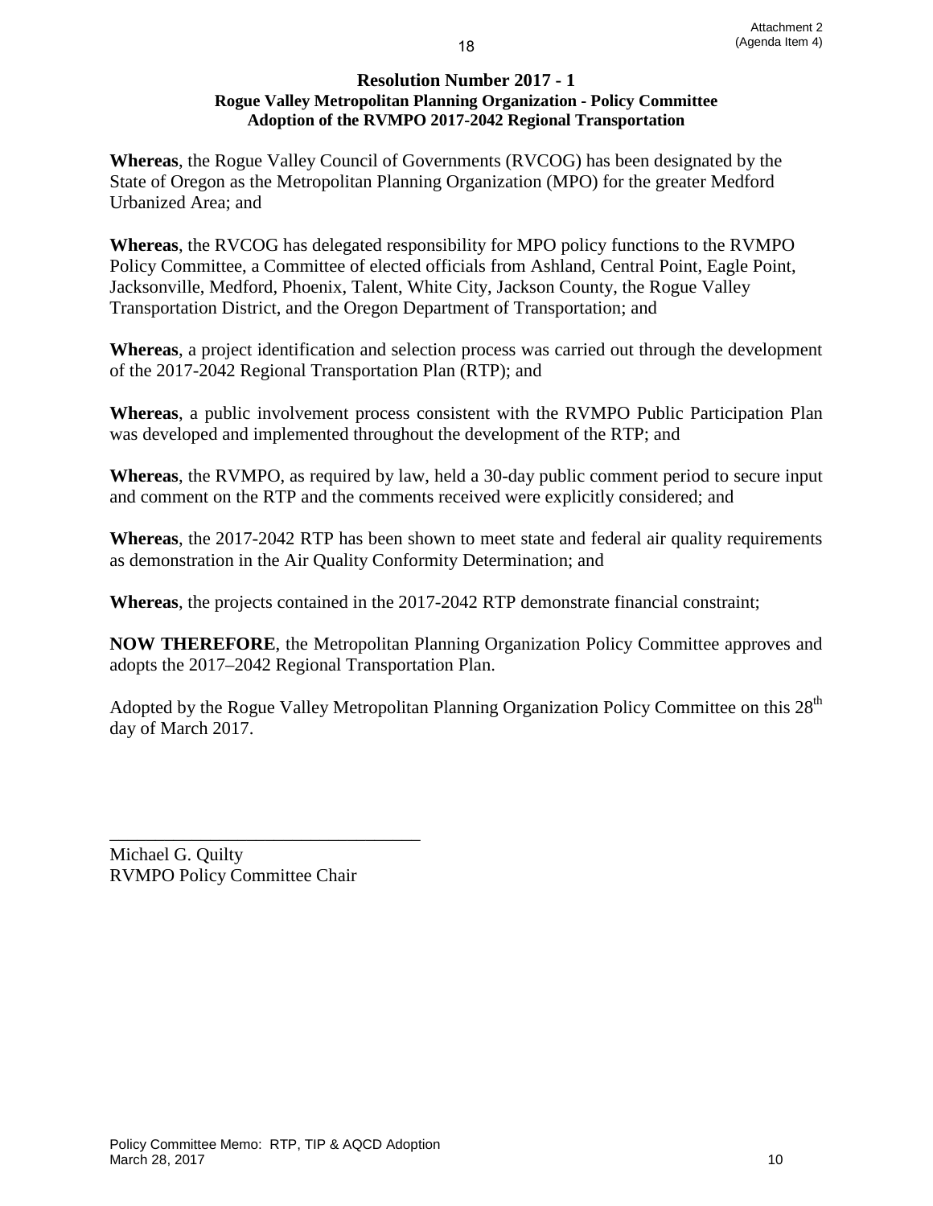Attachment 2
(Agenda Item 4)

# Resolution Number 2017 - 1

**Rogue Valley Metropolitan Planning Organization - Policy Committee**
**Adoption of the RVMPO 2017-2042 Regional Transportation**

**Whereas**, the Rogue Valley Council of Governments (RVCOG) has been designated by the State of Oregon as the Metropolitan Planning Organization (MPO) for the greater Medford Urbanized Area; and

**Whereas**, the RVCOG has delegated responsibility for MPO policy functions to the RVMPO Policy Committee, a Committee of elected officials from Ashland, Central Point, Eagle Point, Jacksonville, Medford, Phoenix, Talent, White City, Jackson County, the Rogue Valley Transportation District, and the Oregon Department of Transportation; and

**Whereas**, a project identification and selection process was carried out through the development of the 2017-2042 Regional Transportation Plan (RTP); and

**Whereas**, a public involvement process consistent with the RVMPO Public Participation Plan was developed and implemented throughout the development of the RTP; and

**Whereas**, the RVMPO, as required by law, held a 30-day public comment period to secure input and comment on the RTP and the comments received were explicitly considered; and

**Whereas**, the 2017-2042 RTP has been shown to meet state and federal air quality requirements as demonstration in the Air Quality Conformity Determination; and

**Whereas**, the projects contained in the 2017-2042 RTP demonstrate financial constraint;

**NOW THEREFORE**, the Metropolitan Planning Organization Policy Committee approves and adopts the 2017–2042 Regional Transportation Plan.

Adopted by the Rogue Valley Metropolitan Planning Organization Policy Committee on this 28th day of March 2017.

\_\_\_\_\_\_\_\_\_\_\_\_\_\_\_\_\_\_\_\_\_\_\_\_\_\_\_\_\_\_\_\_\_\_

Michael G. Quilty
RVMPO Policy Committee Chair

Policy Committee Memo: RTP, TIP & AQCD Adoption
March 28, 2017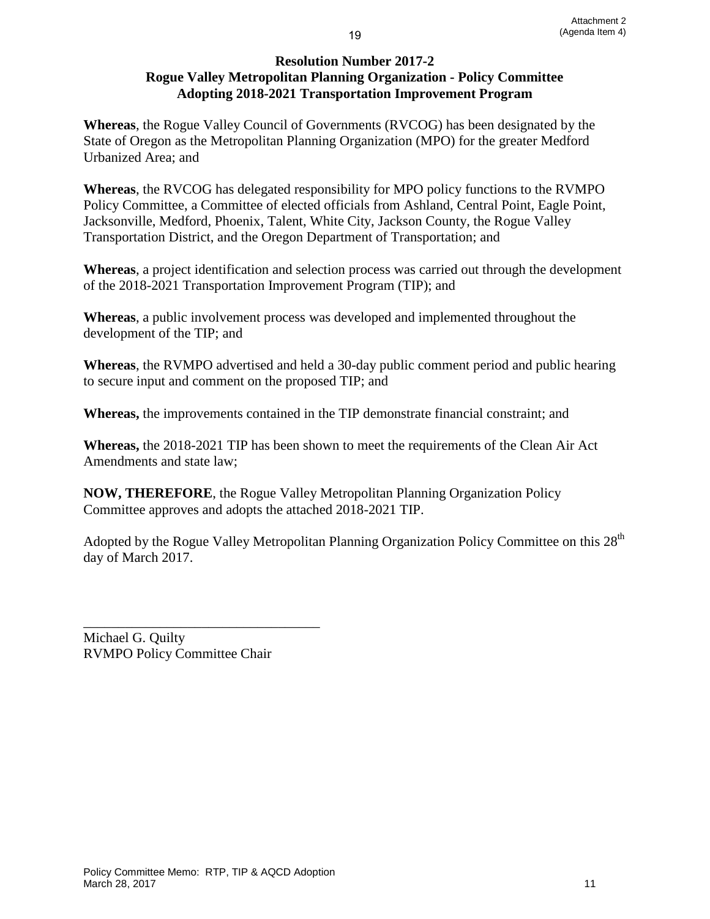Attachment 2
(Agenda Item 4)

**Resolution Number 2017-2**
**Rogue Valley Metropolitan Planning Organization - Policy Committee**
**Adopting 2018-2021 Transportation Improvement Program**

**Whereas**, the Rogue Valley Council of Governments (RVCOG) has been designated by the State of Oregon as the Metropolitan Planning Organization (MPO) for the greater Medford Urbanized Area; and

**Whereas**, the RVCOG has delegated responsibility for MPO policy functions to the RVMPO Policy Committee, a Committee of elected officials from Ashland, Central Point, Eagle Point, Jacksonville, Medford, Phoenix, Talent, White City, Jackson County, the Rogue Valley Transportation District, and the Oregon Department of Transportation; and

**Whereas**, a project identification and selection process was carried out through the development of the 2018-2021 Transportation Improvement Program (TIP); and

**Whereas**, a public involvement process was developed and implemented throughout the development of the TIP; and

**Whereas**, the RVMPO advertised and held a 30-day public comment period and public hearing to secure input and comment on the proposed TIP; and

**Whereas,** the improvements contained in the TIP demonstrate financial constraint; and

**Whereas,** the 2018-2021 TIP has been shown to meet the requirements of the Clean Air Act Amendments and state law;

**NOW, THEREFORE**, the Rogue Valley Metropolitan Planning Organization Policy Committee approves and adopts the attached 2018-2021 TIP.

Adopted by the Rogue Valley Metropolitan Planning Organization Policy Committee on this 28th day of March 2017.

\_\_\_\_\_\_\_\_\_\_\_\_\_\_\_\_\_\_\_\_\_\_\_\_\_\_\_\_\_\_\_\_\_\_
Michael G. Quilty
RVMPO Policy Committee Chair

Policy Committee Memo: RTP, TIP & AQCD Adoption
March 28, 2017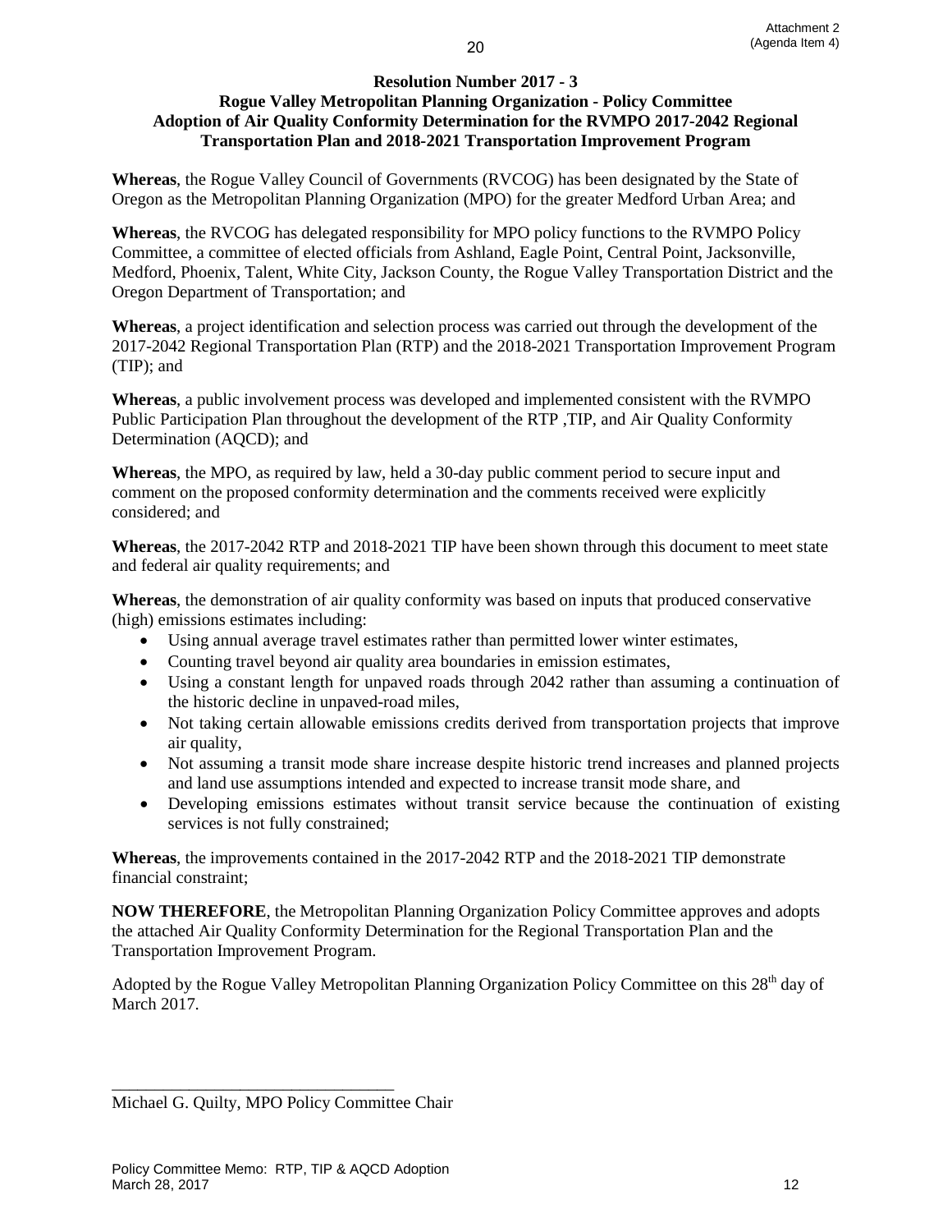**Resolution Number 2017 - 3**
**Rogue Valley Metropolitan Planning Organization - Policy Committee**
**Adoption of Air Quality Conformity Determination for the RVMPO 2017-2042 Regional Transportation Plan and 2018-2021 Transportation Improvement Program**

**Whereas**, the Rogue Valley Council of Governments (RVCOG) has been designated by the State of Oregon as the Metropolitan Planning Organization (MPO) for the greater Medford Urban Area; and

**Whereas**, the RVCOG has delegated responsibility for MPO policy functions to the RVMPO Policy Committee, a committee of elected officials from Ashland, Eagle Point, Central Point, Jacksonville, Medford, Phoenix, Talent, White City, Jackson County, the Rogue Valley Transportation District and the Oregon Department of Transportation; and

**Whereas**, a project identification and selection process was carried out through the development of the 2017-2042 Regional Transportation Plan (RTP) and the 2018-2021 Transportation Improvement Program (TIP); and

**Whereas**, a public involvement process was developed and implemented consistent with the RVMPO Public Participation Plan throughout the development of the RTP ,TIP, and Air Quality Conformity Determination (AQCD); and

**Whereas**, the MPO, as required by law, held a 30-day public comment period to secure input and comment on the proposed conformity determination and the comments received were explicitly considered; and

**Whereas**, the 2017-2042 RTP and 2018-2021 TIP have been shown through this document to meet state and federal air quality requirements; and

**Whereas**, the demonstration of air quality conformity was based on inputs that produced conservative (high) emissions estimates including:

- Using annual average travel estimates rather than permitted lower winter estimates,
- Counting travel beyond air quality area boundaries in emission estimates,
- Using a constant length for unpaved roads through 2042 rather than assuming a continuation of the historic decline in unpaved-road miles,
- Not taking certain allowable emissions credits derived from transportation projects that improve air quality,
- Not assuming a transit mode share increase despite historic trend increases and planned projects and land use assumptions intended and expected to increase transit mode share, and
- Developing emissions estimates without transit service because the continuation of existing services is not fully constrained;

**Whereas**, the improvements contained in the 2017-2042 RTP and the 2018-2021 TIP demonstrate financial constraint;

**NOW THEREFORE**, the Metropolitan Planning Organization Policy Committee approves and adopts the attached Air Quality Conformity Determination for the Regional Transportation Plan and the Transportation Improvement Program.

Adopted by the Rogue Valley Metropolitan Planning Organization Policy Committee on this 28th day of March 2017.

\_\_\_\_\_\_\_\_\_\_\_\_\_\_\_\_\_\_\_\_\_\_\_\_\_\_\_\_\_\_\_\_\_

Michael G. Quilty, MPO Policy Committee Chair